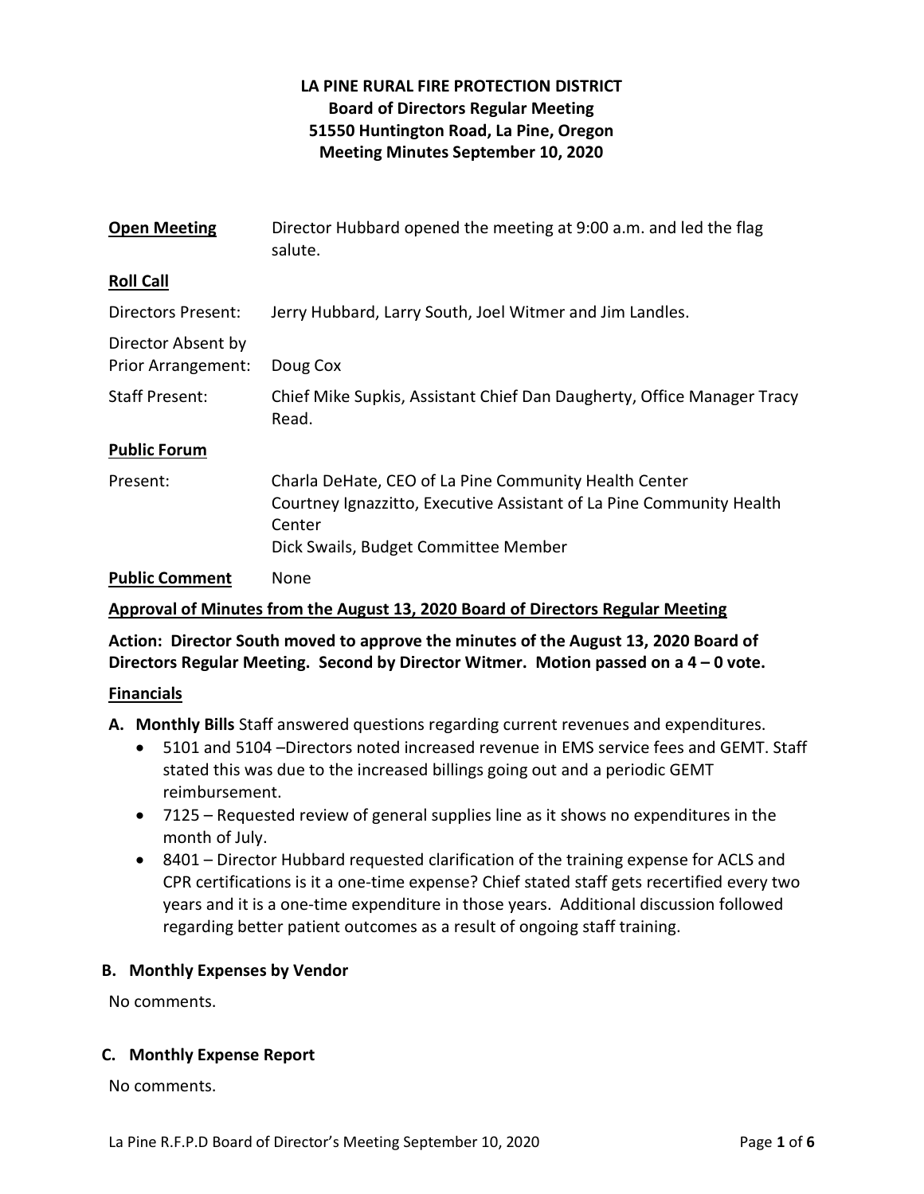**LA PINE RURAL FIRE PROTECTION DISTRICT**
**Board of Directors Regular Meeting**
**51550 Huntington Road, La Pine, Oregon**
**Meeting Minutes September 10, 2020**

| | |
|---|---|
| **Open Meeting** | Director Hubbard opened the meeting at 9:00 a.m. and led the flag salute. |
| **Roll Call** | |
| Directors Present: | Jerry Hubbard, Larry South, Joel Witmer and Jim Landles. |
| Director Absent by Prior Arrangement: | Doug Cox |
| Staff Present: | Chief Mike Supkis, Assistant Chief Dan Daugherty, Office Manager Tracy Read. |
| **Public Forum** | |
| Present: | Charla DeHate, CEO of La Pine Community Health Center<br>Courtney Ignazzitto, Executive Assistant of La Pine Community Health Center<br>Dick Swails, Budget Committee Member |
| **Public Comment** | None |

**Approval of Minutes from the August 13, 2020 Board of Directors Regular Meeting**

**Action: Director South moved to approve the minutes of the August 13, 2020 Board of Directors Regular Meeting. Second by Director Witmer. Motion passed on a 4 – 0 vote.**

**Financials**

**A. Monthly Bills** Staff answered questions regarding current revenues and expenditures.

- 5101 and 5104 –Directors noted increased revenue in EMS service fees and GEMT. Staff stated this was due to the increased billings going out and a periodic GEMT reimbursement.
- 7125 – Requested review of general supplies line as it shows no expenditures in the month of July.
- 8401 – Director Hubbard requested clarification of the training expense for ACLS and CPR certifications is it a one-time expense? Chief stated staff gets recertified every two years and it is a one-time expenditure in those years. Additional discussion followed regarding better patient outcomes as a result of ongoing staff training.

**B. Monthly Expenses by Vendor**

No comments.

**C. Monthly Expense Report**

No comments.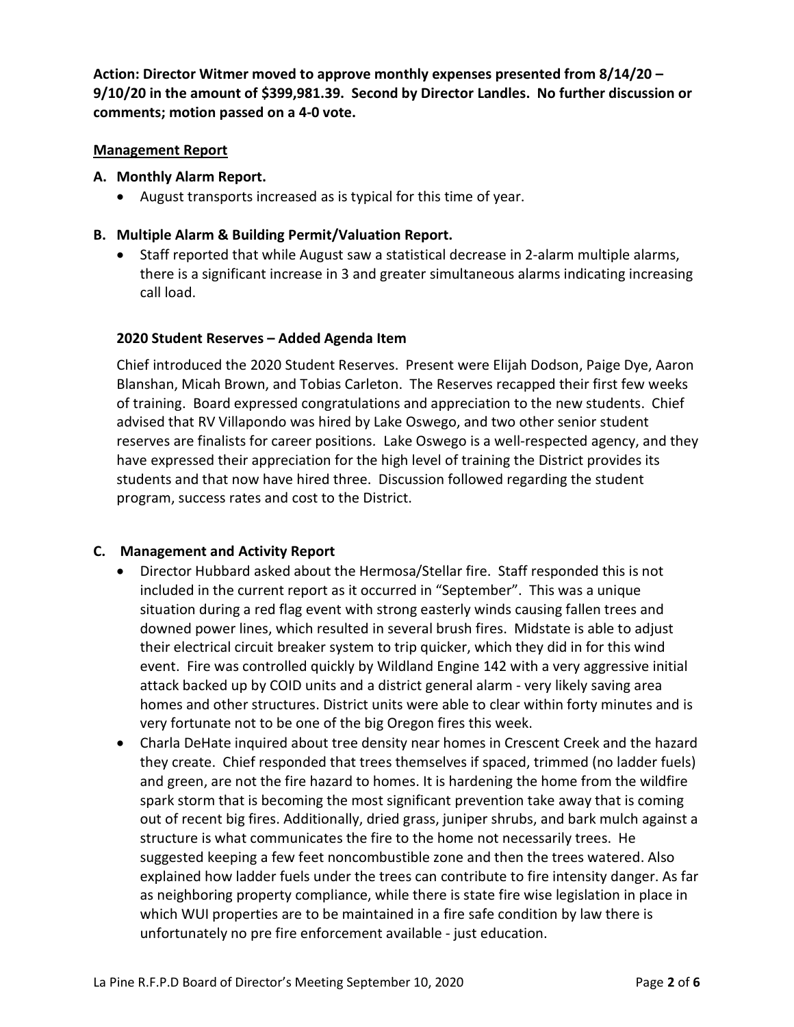**Action: Director Witmer moved to approve monthly expenses presented from 8/14/20 – 9/10/20 in the amount of $399,981.39. Second by Director Landles. No further discussion or comments; motion passed on a 4-0 vote.**

**Management Report**

**A. Monthly Alarm Report.**

- August transports increased as is typical for this time of year.

**B. Multiple Alarm & Building Permit/Valuation Report.**

- Staff reported that while August saw a statistical decrease in 2-alarm multiple alarms, there is a significant increase in 3 and greater simultaneous alarms indicating increasing call load.

**2020 Student Reserves – Added Agenda Item**

Chief introduced the 2020 Student Reserves. Present were Elijah Dodson, Paige Dye, Aaron Blanshan, Micah Brown, and Tobias Carleton. The Reserves recapped their first few weeks of training. Board expressed congratulations and appreciation to the new students. Chief advised that RV Villapondo was hired by Lake Oswego, and two other senior student reserves are finalists for career positions. Lake Oswego is a well-respected agency, and they have expressed their appreciation for the high level of training the District provides its students and that now have hired three. Discussion followed regarding the student program, success rates and cost to the District.

**C. Management and Activity Report**

- Director Hubbard asked about the Hermosa/Stellar fire. Staff responded this is not included in the current report as it occurred in "September". This was a unique situation during a red flag event with strong easterly winds causing fallen trees and downed power lines, which resulted in several brush fires. Midstate is able to adjust their electrical circuit breaker system to trip quicker, which they did in for this wind event. Fire was controlled quickly by Wildland Engine 142 with a very aggressive initial attack backed up by COID units and a district general alarm - very likely saving area homes and other structures. District units were able to clear within forty minutes and is very fortunate not to be one of the big Oregon fires this week.
- Charla DeHate inquired about tree density near homes in Crescent Creek and the hazard they create. Chief responded that trees themselves if spaced, trimmed (no ladder fuels) and green, are not the fire hazard to homes. It is hardening the home from the wildfire spark storm that is becoming the most significant prevention take away that is coming out of recent big fires. Additionally, dried grass, juniper shrubs, and bark mulch against a structure is what communicates the fire to the home not necessarily trees. He suggested keeping a few feet noncombustible zone and then the trees watered. Also explained how ladder fuels under the trees can contribute to fire intensity danger. As far as neighboring property compliance, while there is state fire wise legislation in place in which WUI properties are to be maintained in a fire safe condition by law there is unfortunately no pre fire enforcement available - just education.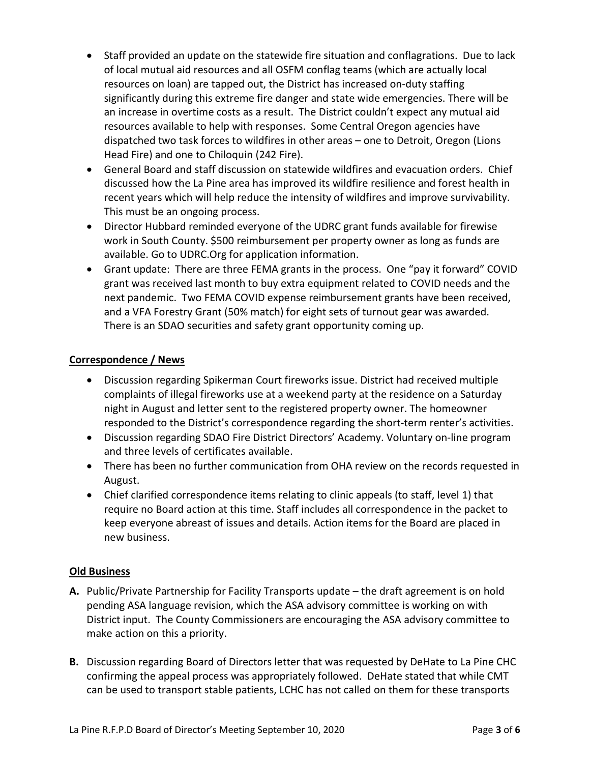- Staff provided an update on the statewide fire situation and conflagrations. Due to lack of local mutual aid resources and all OSFM conflag teams (which are actually local resources on loan) are tapped out, the District has increased on-duty staffing significantly during this extreme fire danger and state wide emergencies. There will be an increase in overtime costs as a result. The District couldn't expect any mutual aid resources available to help with responses. Some Central Oregon agencies have dispatched two task forces to wildfires in other areas – one to Detroit, Oregon (Lions Head Fire) and one to Chiloquin (242 Fire).
- General Board and staff discussion on statewide wildfires and evacuation orders. Chief discussed how the La Pine area has improved its wildfire resilience and forest health in recent years which will help reduce the intensity of wildfires and improve survivability. This must be an ongoing process.
- Director Hubbard reminded everyone of the UDRC grant funds available for firewise work in South County. $500 reimbursement per property owner as long as funds are available. Go to UDRC.Org for application information.
- Grant update: There are three FEMA grants in the process. One "pay it forward" COVID grant was received last month to buy extra equipment related to COVID needs and the next pandemic. Two FEMA COVID expense reimbursement grants have been received, and a VFA Forestry Grant (50% match) for eight sets of turnout gear was awarded. There is an SDAO securities and safety grant opportunity coming up.

**Correspondence / News**

- Discussion regarding Spikerman Court fireworks issue. District had received multiple complaints of illegal fireworks use at a weekend party at the residence on a Saturday night in August and letter sent to the registered property owner. The homeowner responded to the District's correspondence regarding the short-term renter's activities.
- Discussion regarding SDAO Fire District Directors' Academy. Voluntary on-line program and three levels of certificates available.
- There has been no further communication from OHA review on the records requested in August.
- Chief clarified correspondence items relating to clinic appeals (to staff, level 1) that require no Board action at this time. Staff includes all correspondence in the packet to keep everyone abreast of issues and details. Action items for the Board are placed in new business.

**Old Business**

**A.** Public/Private Partnership for Facility Transports update – the draft agreement is on hold pending ASA language revision, which the ASA advisory committee is working on with District input. The County Commissioners are encouraging the ASA advisory committee to make action on this a priority.

**B.** Discussion regarding Board of Directors letter that was requested by DeHate to La Pine CHC confirming the appeal process was appropriately followed. DeHate stated that while CMT can be used to transport stable patients, LCHC has not called on them for these transports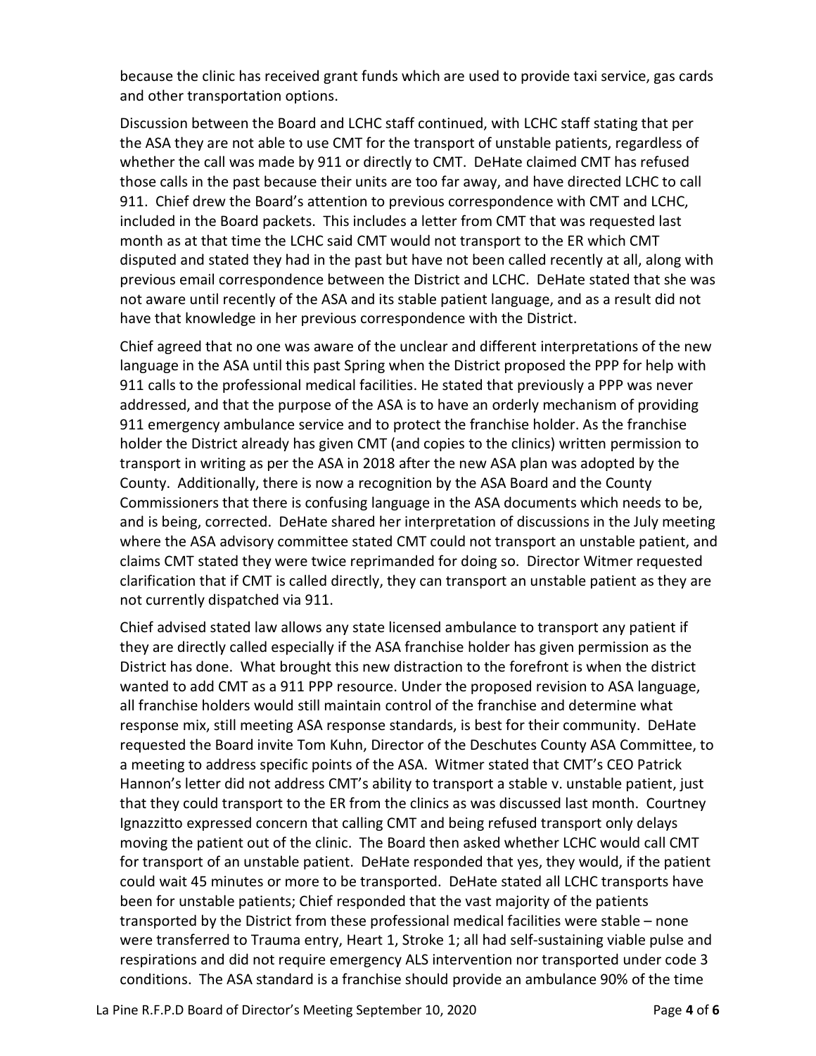because the clinic has received grant funds which are used to provide taxi service, gas cards and other transportation options.

Discussion between the Board and LCHC staff continued, with LCHC staff stating that per the ASA they are not able to use CMT for the transport of unstable patients, regardless of whether the call was made by 911 or directly to CMT. DeHate claimed CMT has refused those calls in the past because their units are too far away, and have directed LCHC to call 911. Chief drew the Board's attention to previous correspondence with CMT and LCHC, included in the Board packets. This includes a letter from CMT that was requested last month as at that time the LCHC said CMT would not transport to the ER which CMT disputed and stated they had in the past but have not been called recently at all, along with previous email correspondence between the District and LCHC. DeHate stated that she was not aware until recently of the ASA and its stable patient language, and as a result did not have that knowledge in her previous correspondence with the District.

Chief agreed that no one was aware of the unclear and different interpretations of the new language in the ASA until this past Spring when the District proposed the PPP for help with 911 calls to the professional medical facilities. He stated that previously a PPP was never addressed, and that the purpose of the ASA is to have an orderly mechanism of providing 911 emergency ambulance service and to protect the franchise holder. As the franchise holder the District already has given CMT (and copies to the clinics) written permission to transport in writing as per the ASA in 2018 after the new ASA plan was adopted by the County. Additionally, there is now a recognition by the ASA Board and the County Commissioners that there is confusing language in the ASA documents which needs to be, and is being, corrected. DeHate shared her interpretation of discussions in the July meeting where the ASA advisory committee stated CMT could not transport an unstable patient, and claims CMT stated they were twice reprimanded for doing so. Director Witmer requested clarification that if CMT is called directly, they can transport an unstable patient as they are not currently dispatched via 911.

Chief advised stated law allows any state licensed ambulance to transport any patient if they are directly called especially if the ASA franchise holder has given permission as the District has done. What brought this new distraction to the forefront is when the district wanted to add CMT as a 911 PPP resource. Under the proposed revision to ASA language, all franchise holders would still maintain control of the franchise and determine what response mix, still meeting ASA response standards, is best for their community. DeHate requested the Board invite Tom Kuhn, Director of the Deschutes County ASA Committee, to a meeting to address specific points of the ASA. Witmer stated that CMT's CEO Patrick Hannon's letter did not address CMT's ability to transport a stable v. unstable patient, just that they could transport to the ER from the clinics as was discussed last month. Courtney Ignazzitto expressed concern that calling CMT and being refused transport only delays moving the patient out of the clinic. The Board then asked whether LCHC would call CMT for transport of an unstable patient. DeHate responded that yes, they would, if the patient could wait 45 minutes or more to be transported. DeHate stated all LCHC transports have been for unstable patients; Chief responded that the vast majority of the patients transported by the District from these professional medical facilities were stable – none were transferred to Trauma entry, Heart 1, Stroke 1; all had self-sustaining viable pulse and respirations and did not require emergency ALS intervention nor transported under code 3 conditions. The ASA standard is a franchise should provide an ambulance 90% of the time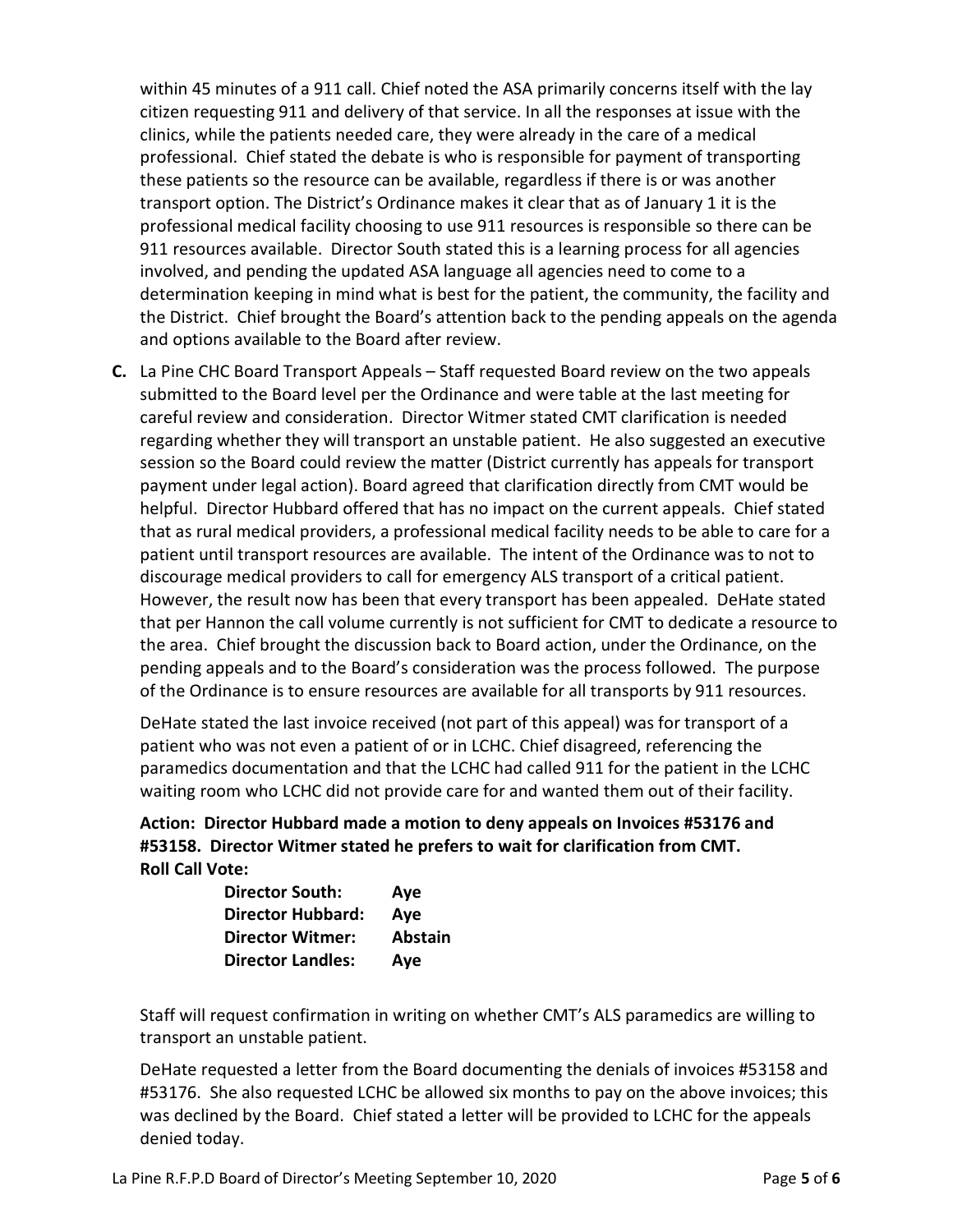within 45 minutes of a 911 call. Chief noted the ASA primarily concerns itself with the lay citizen requesting 911 and delivery of that service. In all the responses at issue with the clinics, while the patients needed care, they were already in the care of a medical professional. Chief stated the debate is who is responsible for payment of transporting these patients so the resource can be available, regardless if there is or was another transport option. The District's Ordinance makes it clear that as of January 1 it is the professional medical facility choosing to use 911 resources is responsible so there can be 911 resources available. Director South stated this is a learning process for all agencies involved, and pending the updated ASA language all agencies need to come to a determination keeping in mind what is best for the patient, the community, the facility and the District. Chief brought the Board's attention back to the pending appeals on the agenda and options available to the Board after review.

**C.** La Pine CHC Board Transport Appeals – Staff requested Board review on the two appeals submitted to the Board level per the Ordinance and were table at the last meeting for careful review and consideration. Director Witmer stated CMT clarification is needed regarding whether they will transport an unstable patient. He also suggested an executive session so the Board could review the matter (District currently has appeals for transport payment under legal action). Board agreed that clarification directly from CMT would be helpful. Director Hubbard offered that has no impact on the current appeals. Chief stated that as rural medical providers, a professional medical facility needs to be able to care for a patient until transport resources are available. The intent of the Ordinance was to not to discourage medical providers to call for emergency ALS transport of a critical patient. However, the result now has been that every transport has been appealed. DeHate stated that per Hannon the call volume currently is not sufficient for CMT to dedicate a resource to the area. Chief brought the discussion back to Board action, under the Ordinance, on the pending appeals and to the Board's consideration was the process followed. The purpose of the Ordinance is to ensure resources are available for all transports by 911 resources.

DeHate stated the last invoice received (not part of this appeal) was for transport of a patient who was not even a patient of or in LCHC. Chief disagreed, referencing the paramedics documentation and that the LCHC had called 911 for the patient in the LCHC waiting room who LCHC did not provide care for and wanted them out of their facility.

**Action: Director Hubbard made a motion to deny appeals on Invoices #53176 and #53158. Director Witmer stated he prefers to wait for clarification from CMT.**
**Roll Call Vote:**

| | |
|---|---|
| **Director South:** | **Aye** |
| **Director Hubbard:** | **Aye** |
| **Director Witmer:** | **Abstain** |
| **Director Landles:** | **Aye** |

Staff will request confirmation in writing on whether CMT's ALS paramedics are willing to transport an unstable patient.

DeHate requested a letter from the Board documenting the denials of invoices #53158 and #53176. She also requested LCHC be allowed six months to pay on the above invoices; this was declined by the Board. Chief stated a letter will be provided to LCHC for the appeals denied today.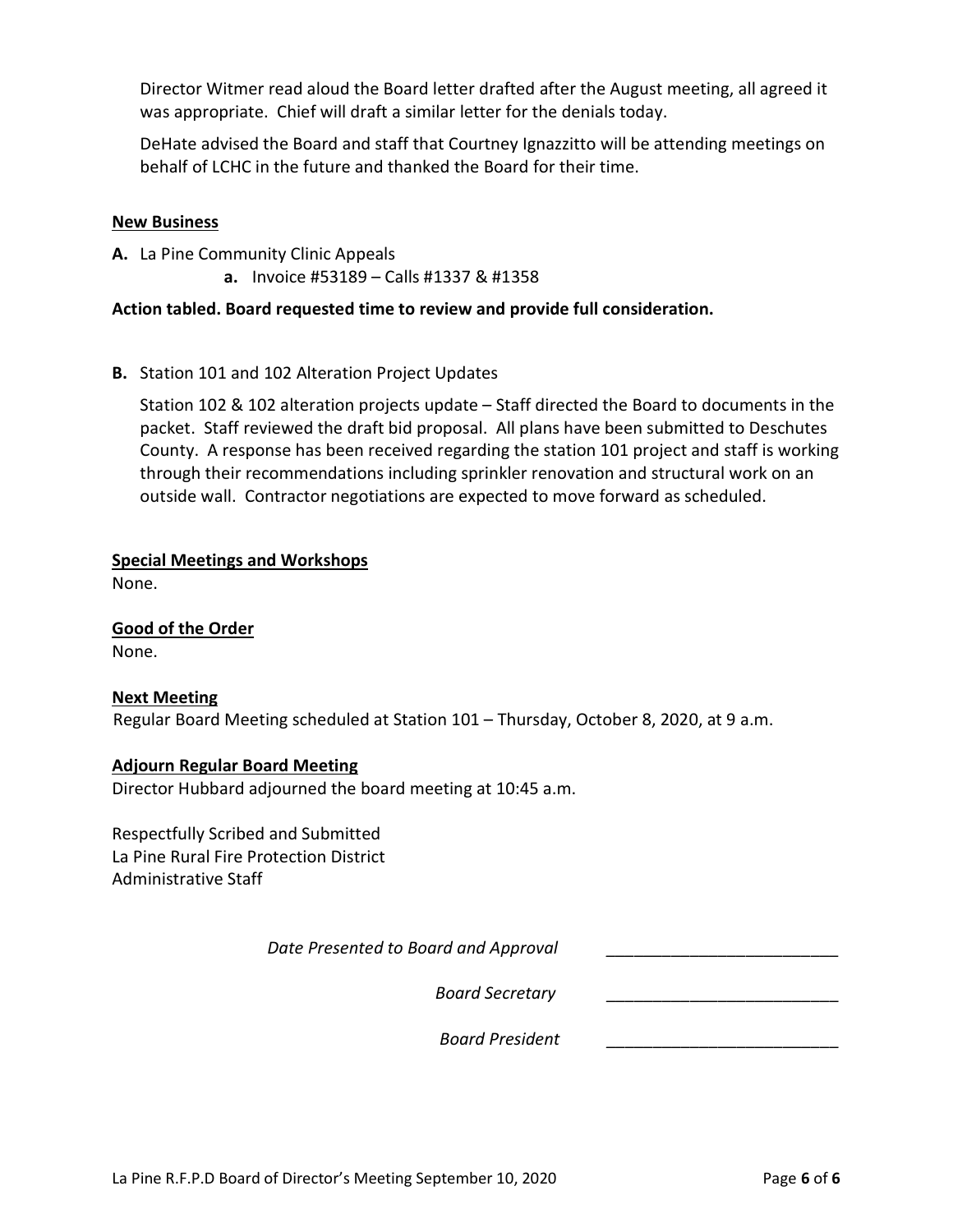Director Witmer read aloud the Board letter drafted after the August meeting, all agreed it was appropriate. Chief will draft a similar letter for the denials today.

DeHate advised the Board and staff that Courtney Ignazzitto will be attending meetings on behalf of LCHC in the future and thanked the Board for their time.

**New Business**

**A.** La Pine Community Clinic Appeals

  **a.** Invoice #53189 – Calls #1337 & #1358

**Action tabled. Board requested time to review and provide full consideration.**

**B.** Station 101 and 102 Alteration Project Updates

Station 102 & 102 alteration projects update – Staff directed the Board to documents in the packet. Staff reviewed the draft bid proposal. All plans have been submitted to Deschutes County. A response has been received regarding the station 101 project and staff is working through their recommendations including sprinkler renovation and structural work on an outside wall. Contractor negotiations are expected to move forward as scheduled.

**Special Meetings and Workshops**

None.

**Good of the Order**

None.

**Next Meeting**

Regular Board Meeting scheduled at Station 101 – Thursday, October 8, 2020, at 9 a.m.

**Adjourn Regular Board Meeting**

Director Hubbard adjourned the board meeting at 10:45 a.m.

Respectfully Scribed and Submitted
La Pine Rural Fire Protection District
Administrative Staff

*Date Presented to Board and Approval* \_\_\_\_\_\_\_\_\_\_\_\_\_\_\_\_\_\_\_\_\_\_\_\_\_

*Board Secretary* \_\_\_\_\_\_\_\_\_\_\_\_\_\_\_\_\_\_\_\_\_\_\_\_\_

*Board President* \_\_\_\_\_\_\_\_\_\_\_\_\_\_\_\_\_\_\_\_\_\_\_\_\_